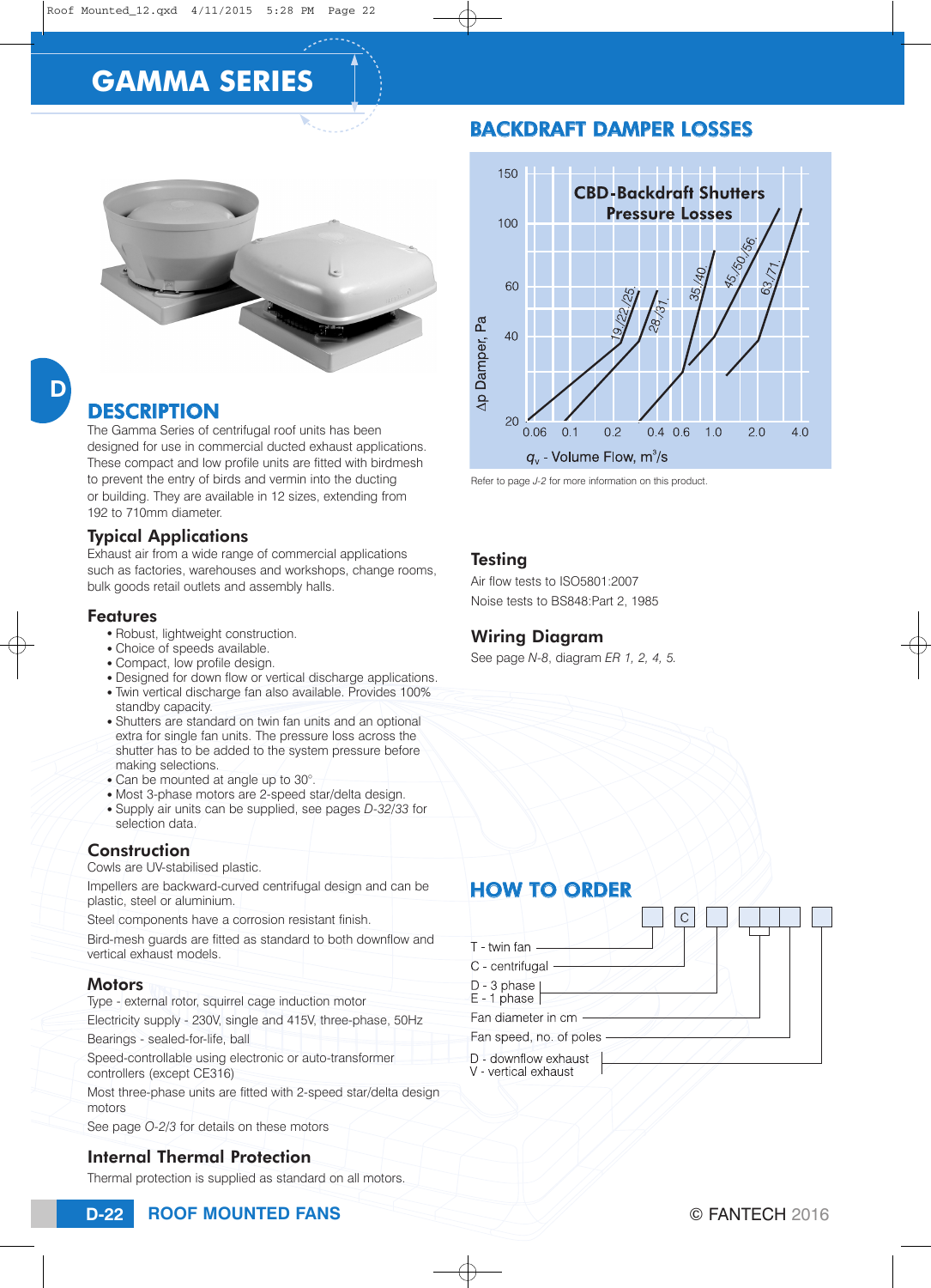# GAMMA SERIES

## DESCRIPTION

The Gamma Series of centrifugal roof units has been designed for use in commercial ducted exhaust applications. These compact and low profile units are fitted with birdmesh to prevent the entry of birds and vermin into the ducting or building. They are available in 12 sizes, extending from 192 to 710mm diameter.

### Typical Applications

Exhaust air from a wide range of commercial applications such as factories, warehouses and workshops, change rooms, bulk goods retail outlets and assembly halls.

### Features

- Robust, lightweight construction.
- Choice of speeds available.
- Compact, low profile design.
- Designed for down flow or vertical discharge applications.
- Twin vertical discharge fan also available. Provides 100% standby capacity.
- Shutters are standard on twin fan units and an optional extra for single fan units. The pressure loss across the shutter has to be added to the system pressure before making selections.
- Can be mounted at angle up to 30°.
- Most 3-phase motors are 2-speed star/delta design.
- Supply air units can be supplied, see pages *D-32/33* for selection data.

### Construction

Cowls are UV-stabilised plastic.

Impellers are backward-curved centrifugal design and can be plastic, steel or aluminium.

Steel components have a corrosion resistant finish.

Bird-mesh guards are fitted as standard to both downflow and vertical exhaust models.

### Motors

Type - external rotor, squirrel cage induction motor

Electricity supply - 230V, single and 415V, three-phase, 50Hz

Bearings - sealed-for-life, ball

Speed-controllable using electronic or auto-transformer controllers (except CE316)

Most three-phase units are fitted with 2-speed star/delta design motors

See page *O-2/3* for details on these motors

### Internal Thermal Protection

Thermal protection is supplied as standard on all motors.

## BACKDRAFT DAMPER LOSSES

CBD-Backdraft Shutters Pressure Losses

Δp Damper, Pa

150
100
60
40
20

0.06 0.1 0.2 0.4 0.6 1.0 2.0 4.0

$q_v$ - Volume Flow, $m^3/s$

19./22./25.
28./31.
35./40.
45./50./56.
63./71.

Refer to page *J-2* for more information on this product.

### Testing

Air flow tests to ISO5801:2007

Noise tests to BS848:Part 2, 1985

### Wiring Diagram

See page *N-8*, diagram *ER 1, 2, 4, 5.*

## HOW TO ORDER

C

T - twin fan

C - centrifugal

D - 3 phase
E - 1 phase

Fan diameter in cm

Fan speed, no. of poles

D - downflow exhaust
V - vertical exhaust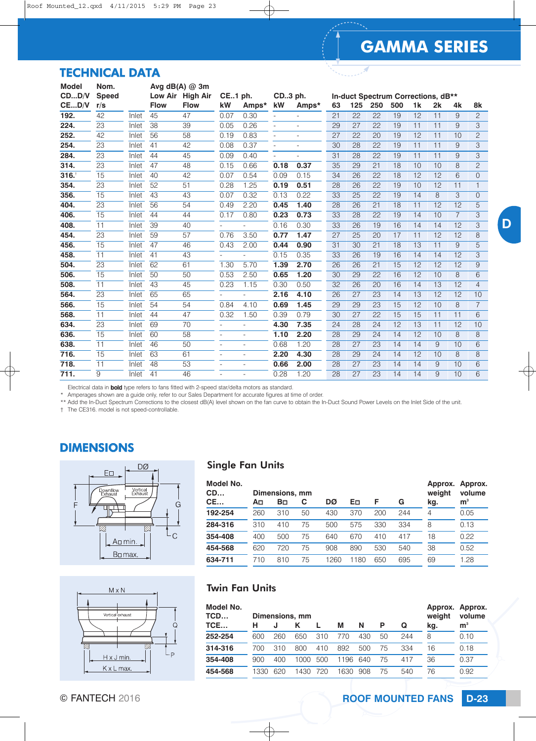# GAMMA SERIES

## TECHNICAL DATA

| Model CD...D/V CE...D/V | Nom. Speed r/s | | Avg dB(A) @ 3m Low Air Flow | High Air Flow | CE..1 ph. kW | Amps* | CD..3 ph. kW | Amps* | In-duct Spectrum Corrections, dB** 63 | 125 | 250 | 500 | 1k | 2k | 4k | 8k |
|---|---|---|---|---|---|---|---|---|---|---|---|---|---|---|---|---|
| **192.** | 42 | Inlet | 45 | 47 | 0.07 | 0.30 | - | - | 21 | 22 | 22 | 19 | 12 | 11 | 9 | 2 |
| **224.** | 23 | Inlet | 38 | 39 | 0.05 | 0.26 | - | - | 29 | 27 | 22 | 19 | 11 | 11 | 9 | 3 |
| **252.** | 42 | Inlet | 56 | 58 | 0.19 | 0.83 | - | - | 27 | 22 | 20 | 19 | 12 | 11 | 10 | 2 |
| **254.** | 23 | Inlet | 41 | 42 | 0.08 | 0.37 | - | - | 30 | 28 | 22 | 19 | 11 | 11 | 9 | 3 |
| **284.** | 23 | Inlet | 44 | 45 | 0.09 | 0.40 | - | - | 31 | 28 | 22 | 19 | 11 | 11 | 9 | 3 |
| **314.** | 23 | Inlet | 47 | 48 | 0.15 | 0.66 | **0.18** | **0.37** | 35 | 29 | 21 | 18 | 10 | 10 | 8 | 2 |
| **316.**† | 15 | Inlet | 40 | 42 | 0.07 | 0.54 | 0.09 | 0.15 | 34 | 26 | 22 | 18 | 12 | 12 | 6 | 0 |
| **354.** | 23 | Inlet | 52 | 51 | 0.28 | 1.25 | **0.19** | **0.51** | 28 | 26 | 22 | 19 | 10 | 12 | 11 | 1 |
| **356.** | 15 | Inlet | 43 | 43 | 0.07 | 0.32 | 0.13 | 0.22 | 33 | 25 | 22 | 19 | 14 | 8 | 3 | 0 |
| **404.** | 23 | Inlet | 56 | 54 | 0.49 | 2.20 | **0.45** | **1.40** | 28 | 26 | 21 | 18 | 11 | 12 | 12 | 5 |
| **406.** | 15 | Inlet | 44 | 44 | 0.17 | 0.80 | **0.23** | **0.73** | 33 | 28 | 22 | 19 | 14 | 10 | 7 | 3 |
| **408.** | 11 | Inlet | 39 | 40 | - | - | 0.16 | 0.30 | 33 | 26 | 19 | 16 | 14 | 14 | 12 | 3 |
| **454.** | 23 | Inlet | 59 | 57 | 0.76 | 3.50 | **0.77** | **1.47** | 27 | 25 | 20 | 17 | 11 | 12 | 12 | 8 |
| **456.** | 15 | Inlet | 47 | 46 | 0.43 | 2.00 | **0.44** | **0.90** | 31 | 30 | 21 | 18 | 13 | 11 | 9 | 5 |
| **458.** | 11 | Inlet | 41 | 43 | - | - | 0.15 | 0.35 | 33 | 26 | 19 | 16 | 14 | 14 | 12 | 3 |
| **504.** | 23 | Inlet | 62 | 61 | 1.30 | 5.70 | **1.39** | **2.70** | 26 | 26 | 21 | 15 | 12 | 12 | 12 | 9 |
| **506.** | 15 | Inlet | 50 | 50 | 0.53 | 2.50 | **0.65** | **1.20** | 30 | 29 | 22 | 16 | 12 | 10 | 8 | 6 |
| **508.** | 11 | Inlet | 43 | 45 | 0.23 | 1.15 | 0.30 | 0.50 | 32 | 26 | 20 | 16 | 14 | 13 | 12 | 4 |
| **564.** | 23 | Inlet | 65 | 65 | - | - | **2.16** | **4.10** | 26 | 27 | 23 | 14 | 13 | 12 | 12 | 10 |
| **566.** | 15 | Inlet | 54 | 54 | 0.84 | 4.10 | **0.69** | **1.45** | 29 | 29 | 23 | 15 | 12 | 10 | 8 | 7 |
| **568.** | 11 | Inlet | 44 | 47 | 0.32 | 1.50 | 0.39 | 0.79 | 30 | 27 | 22 | 15 | 15 | 11 | 11 | 6 |
| **634.** | 23 | Inlet | 69 | 70 | - | - | **4.30** | **7.35** | 24 | 28 | 24 | 12 | 13 | 11 | 12 | 10 |
| **636.** | 15 | Inlet | 60 | 58 | - | - | **1.10** | **2.20** | 28 | 29 | 24 | 14 | 12 | 10 | 8 | 8 |
| **638.** | 11 | Inlet | 46 | 50 | - | - | 0.68 | 1.20 | 28 | 27 | 23 | 14 | 14 | 9 | 10 | 6 |
| **716.** | 15 | Inlet | 63 | 61 | - | - | **2.20** | **4.30** | 28 | 29 | 24 | 14 | 12 | 10 | 8 | 8 |
| **718.** | 11 | Inlet | 48 | 53 | - | - | **0.66** | **2.00** | 28 | 27 | 23 | 14 | 14 | 9 | 10 | 6 |
| **711.** | 9 | Inlet | 41 | 46 | - | - | 0.28 | 1.20 | 28 | 27 | 23 | 14 | 14 | 9 | 10 | 6 |

Electrical data in **bold** type refers to fans fitted with 2-speed star/delta motors as standard.
* Amperages shown are a guide only, refer to our Sales Department for accurate figures at time of order.
** Add the In-Duct Spectrum Corrections to the closest dB(A) level shown on the fan curve to obtain the In-Duct Sound Power Levels on the Inlet Side of the unit.
† The CE316. model is not speed-controllable.

## DIMENSIONS

EⅡ DØ
Downflow Exhaust
Vertical Exhaust
F G C
A□ min.
B□ max.

### Single Fan Units

| Model No. CD... CE... | Dimensions, mm A□ | B□ | C | DØ | E□ | F | G | Approx. weight kg. | Approx. volume m³ |
|---|---|---|---|---|---|---|---|---|---|
| **192-254** | 260 | 310 | 50 | 430 | 370 | 200 | 244 | 4 | 0.05 |
| **284-316** | 310 | 410 | 75 | 500 | 575 | 330 | 334 | 8 | 0.13 |
| **354-408** | 400 | 500 | 75 | 640 | 670 | 410 | 417 | 18 | 0.22 |
| **454-568** | 620 | 720 | 75 | 908 | 890 | 530 | 540 | 38 | 0.52 |
| **634-711** | 710 | 810 | 75 | 1260 | 1180 | 650 | 695 | 69 | 1.28 |

M x N
Vertical exhaust
Q
P
H x J min.
K x L max.

### Twin Fan Units

| Model No. TCD... TCE... | Dimensions, mm H | J | K | L | M | N | P | Q | Approx. weight kg. | Approx. volume m³ |
|---|---|---|---|---|---|---|---|---|---|---|
| **252-254** | 600 | 260 | 650 | 310 | 770 | 430 | 50 | 244 | 8 | 0.10 |
| **314-316** | 700 | 310 | 800 | 410 | 892 | 500 | 75 | 334 | 16 | 0.18 |
| **354-408** | 900 | 400 | 1000 | 500 | 1196 | 640 | 75 | 417 | 36 | 0.37 |
| **454-568** | 1330 | 620 | 1430 | 720 | 1630 | 908 | 75 | 540 | 76 | 0.92 |

© FANTECH 2016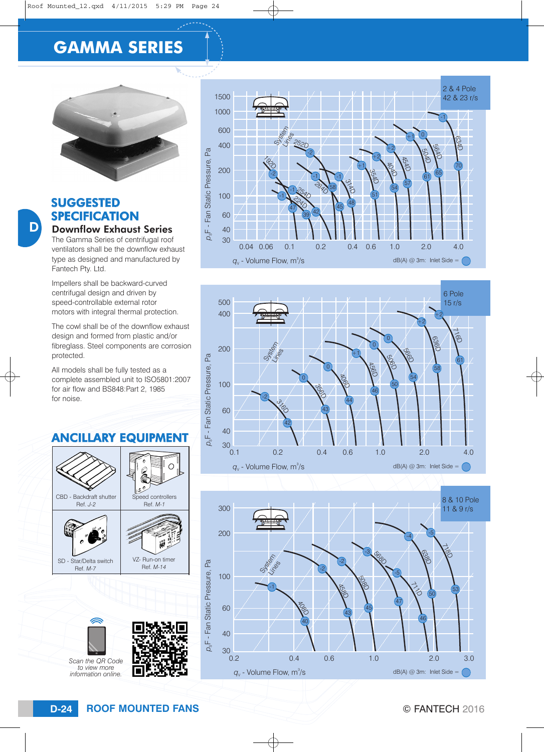# GAMMA SERIES

## SUGGESTED SPECIFICATION

### Downflow Exhaust Series

The Gamma Series of centrifugal roof ventilators shall be the downflow exhaust type as designed and manufactured by Fantech Pty. Ltd.

Impellers shall be backward-curved centrifugal design and driven by speed-controllable external rotor motors with integral thermal protection.

The cowl shall be of the downflow exhaust design and formed from plastic and/or fibreglass. Steel components are corrosion protected.

All models shall be fully tested as a complete assembled unit to ISO5801:2007 for air flow and BS848:Part 2, 1985 for noise.

## ANCILLARY EQUIPMENT

CBD - Backdraft shutter Ref. J-2

Speed controllers Ref. M-1

SD - Star/Delta switch Ref. M-7

VZ- Run-on timer Ref. M-14

*Scan the QR Code to view more information online.*

2 & 4 Pole
42 & 23 r/s

$p_sF$ - Fan Static Pressure, Pa
1500, 1000, 600, 400, 200, 100, 60, 40, 30
$q_v$ - Volume Flow, m³/s
0.04, 0.06, 0.1, 0.2, 0.4, 0.6, 1.0, 2.0, 4.0
System Lines
192D, 224D, 252D, 254D, 284D, 314D, 354D, 404D, 454D, 504D, 564D, 634D
dB(A) @ 3m: Inlet Side =

6 Pole
15 r/s

$p_sF$ - Fan Static Pressure, Pa
500, 400, 200, 100, 60, 40, 30
$q_v$ - Volume Flow, m³/s
0.1, 0.2, 0.4, 0.6, 1.0, 2.0, 4.0
System Lines
316D, 356D, 406D, 456D, 506D, 566D, 636D, 716D
dB(A) @ 3m: Inlet Side =

8 & 10 Pole
11 & 9 r/s

$p_sF$ - Fan Static Pressure, Pa
300, 200, 100, 60, 40, 30
$q_v$ - Volume Flow, m³/s
0.2, 0.4, 0.6, 1.0, 2.0, 3.0
System Lines
408D, 458D, 508D, 568D, 638D, 711D, 718D
dB(A) @ 3m: Inlet Side =

ROOF MOUNTED FANS

© FANTECH 2016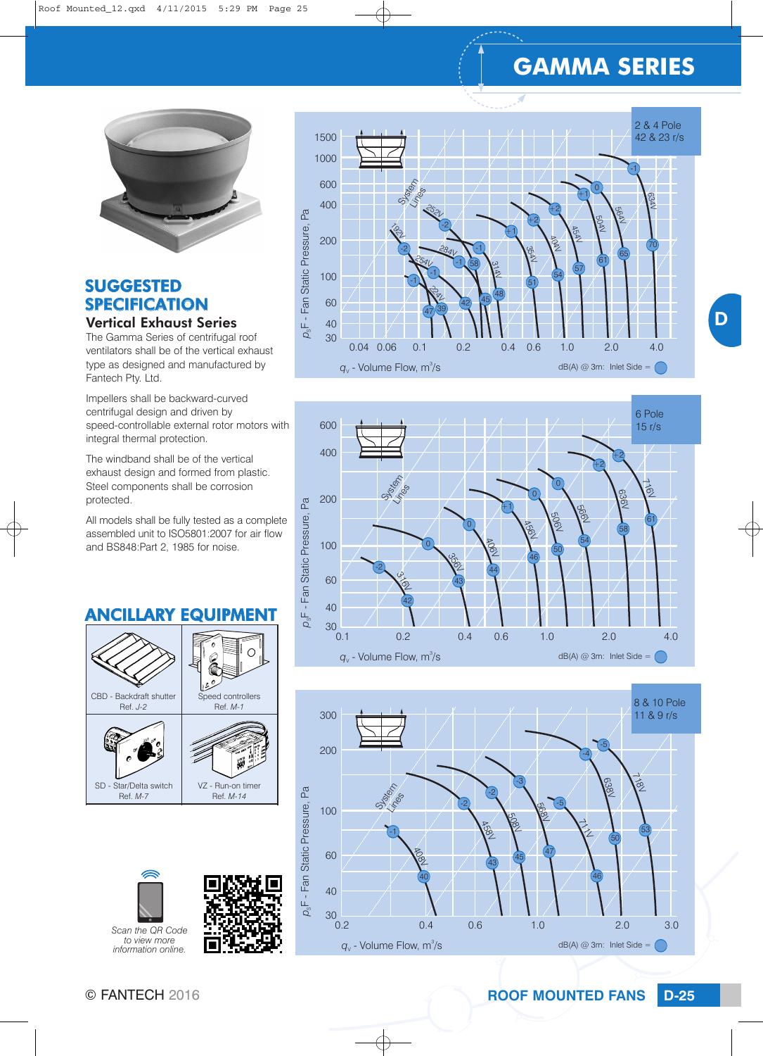# GAMMA SERIES

## SUGGESTED SPECIFICATION

### Vertical Exhaust Series

The Gamma Series of centrifugal roof ventilators shall be of the vertical exhaust type as designed and manufactured by Fantech Pty. Ltd.

Impellers shall be backward-curved centrifugal design and driven by speed-controllable external rotor motors with integral thermal protection.

The windband shall be of the vertical exhaust design and formed from plastic. Steel components shall be corrosion protected.

All models shall be fully tested as a complete assembled unit to ISO5801:2007 for air flow and BS848:Part 2, 1985 for noise.

2 & 4 Pole
42 & 23 r/s

$p_s$F - Fan Static Pressure, Pa

1500
1000
600
400
200
100
60
40
30

System Lines

192V
252V
224V
254V
284V
314V
354V
404V
454V
504V
564V
634V

-2 -2 -1 -1 -1 -1 +1 +2 +2 +1 0 -1

47 39 42 58 45 48 51 54 57 61 65 70

0.04 0.06 0.1 0.2 0.4 0.6 1.0 2.0 4.0

$q_v$ - Volume Flow, $m^3/s$

dB(A) @ 3m: Inlet Side =

6 Pole
15 r/s

$p_s$F - Fan Static Pressure, Pa

600
400
200
100
60
40
30

System Lines

316V
356V
406V
456V
506V
566V
636V
716V

-2 0 0 +1 0 0 +2 +2

42 43 44 46 50 54 58 61

0.1 0.2 0.4 0.6 1.0 2.0 4.0

$q_v$ - Volume Flow, $m^3/s$

dB(A) @ 3m: Inlet Side =

8 & 10 Pole
11 & 9 r/s

$p_s$F - Fan Static Pressure, Pa

300
200
100
60
40
30

System Lines

408V
458V
508V
568V
638V
718V
711V

-1 -2 -2 -3 -5 -4 -5

40 43 45 47 46 50 53

0.2 0.4 0.6 1.0 2.0 3.0

$q_v$ - Volume Flow, $m^3/s$

dB(A) @ 3m: Inlet Side =

## ANCILLARY EQUIPMENT

| | |
|---|---|
| CBD - Backdraft shutter Ref. J-2 | Speed controllers Ref. M-1 |
| SD - Star/Delta switch Ref. M-7 | VZ - Run-on timer Ref. M-14 |

Scan the QR Code to view more information online.

D

© FANTECH 2016

ROOF MOUNTED FANS D-25